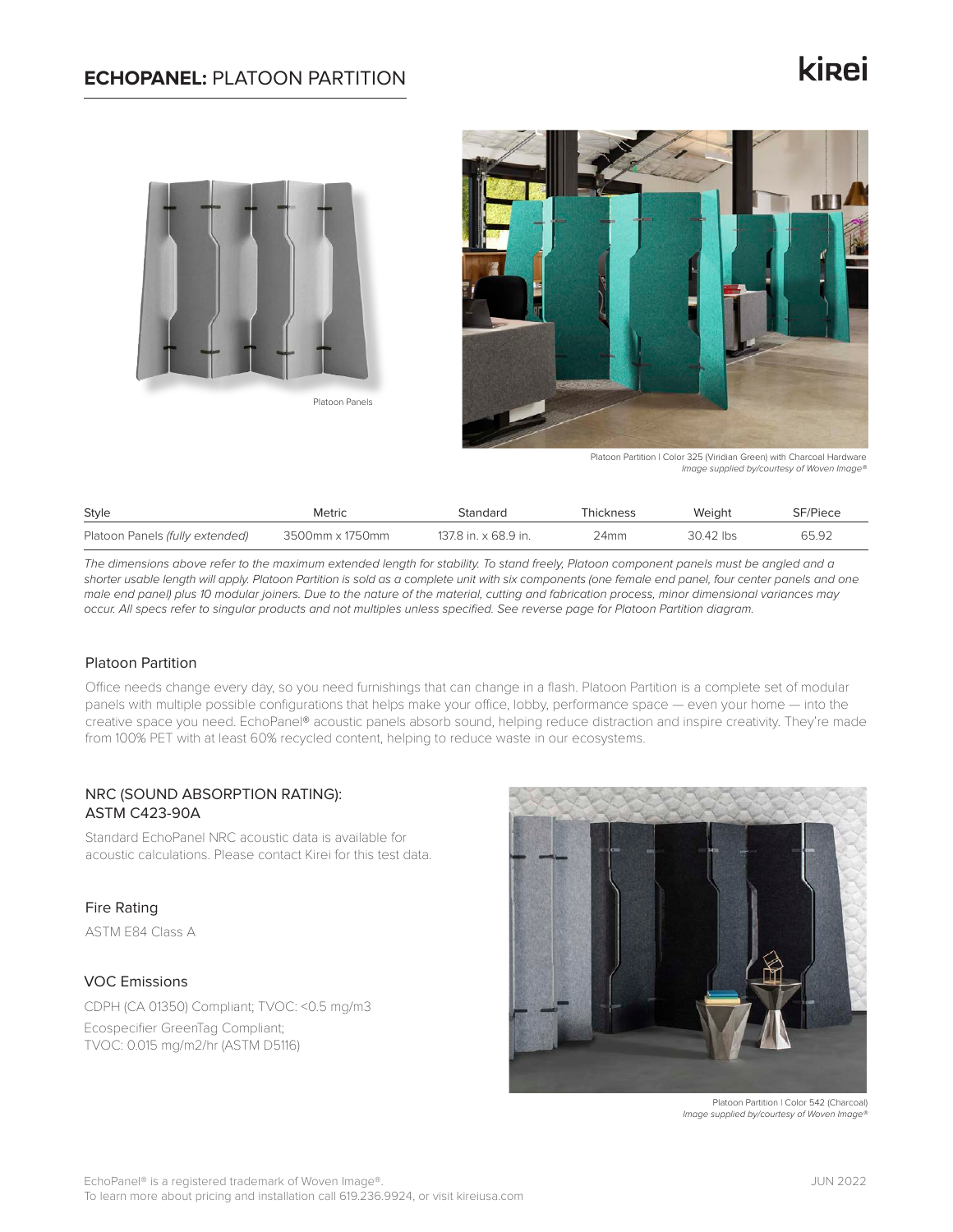# **ECHOPANEL:** PLATOON PARTITION

kirei

Platoon Panels

Platoon Partition | Color 325 (Viridian Green) with Charcoal Hardware
*Image supplied by/courtesy of Woven Image®*

| Style | Metric | Standard | Thickness | Weight | SF/Piece |
|---|---|---|---|---|---|
| Platoon Panels *(fully extended)* | 3500mm x 1750mm | 137.8 in. x 68.9 in. | 24mm | 30.42 lbs | 65.92 |

*The dimensions above refer to the maximum extended length for stability. To stand freely, Platoon component panels must be angled and a shorter usable length will apply. Platoon Partition is sold as a complete unit with six components (one female end panel, four center panels and one male end panel) plus 10 modular joiners. Due to the nature of the material, cutting and fabrication process, minor dimensional variances may occur. All specs refer to singular products and not multiples unless specified. See reverse page for Platoon Partition diagram.*

## Platoon Partition

Office needs change every day, so you need furnishings that can change in a flash. Platoon Partition is a complete set of modular panels with multiple possible configurations that helps make your office, lobby, performance space — even your home — into the creative space you need. EchoPanel® acoustic panels absorb sound, helping reduce distraction and inspire creativity. They're made from 100% PET with at least 60% recycled content, helping to reduce waste in our ecosystems.

## NRC (SOUND ABSORPTION RATING): ASTM C423-90A

Standard EchoPanel NRC acoustic data is available for acoustic calculations. Please contact Kirei for this test data.

## Fire Rating

ASTM E84 Class A

## VOC Emissions

CDPH (CA 01350) Compliant; TVOC: <0.5 mg/m3

Ecospecifier GreenTag Compliant;
TVOC: 0.015 mg/m2/hr (ASTM D5116)

Platoon Partition | Color 542 (Charcoal)
*Image supplied by/courtesy of Woven Image®*

EchoPanel® is a registered trademark of Woven Image®.
To learn more about pricing and installation call 619.236.9924, or visit kireiusa.com

JUN 2022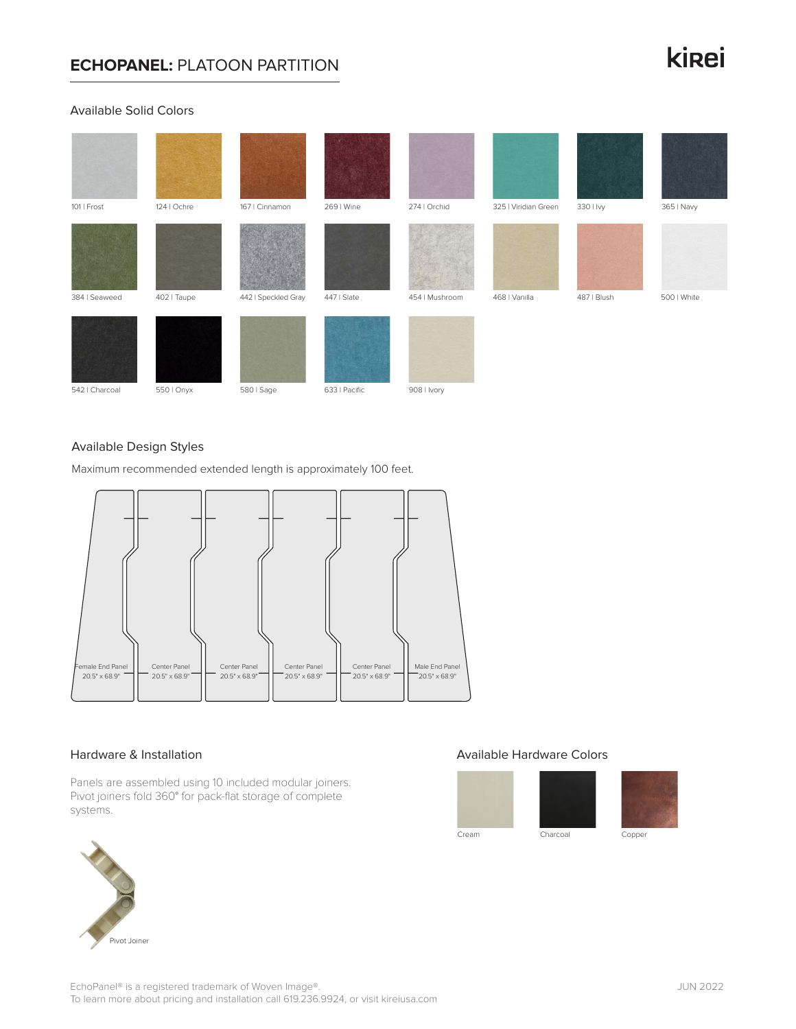# **ECHOPANEL:** PLATOON PARTITION

kirei

## Available Solid Colors

101 | Frost

124 | Ochre

167 | Cinnamon

269 | Wine

274 | Orchid

325 | Viridian Green

330 | Ivy

365 | Navy

384 | Seaweed

402 | Taupe

442 | Speckled Gray

447 | Slate

454 | Mushroom

468 | Vanilla

487 | Blush

500 | White

542 | Charcoal

550 | Onyx

580 | Sage

633 | Pacific

908 | Ivory

## Available Design Styles

Maximum recommended extended length is approximately 100 feet.

Female End Panel
20.5" x 68.9"

Center Panel
20.5" x 68.9"

Center Panel
20.5" x 68.9"

Center Panel
20.5" x 68.9"

Center Panel
20.5" x 68.9"

Male End Panel
20.5" x 68.9"

## Hardware & Installation

Panels are assembled using 10 included modular joiners. Pivot joiners fold 360° for pack-flat storage of complete systems.

Pivot Joiner

## Available Hardware Colors

Cream

Charcoal

Copper

EchoPanel® is a registered trademark of Woven Image®.
To learn more about pricing and installation call 619.236.9924, or visit kireiusa.com

JUN 2022